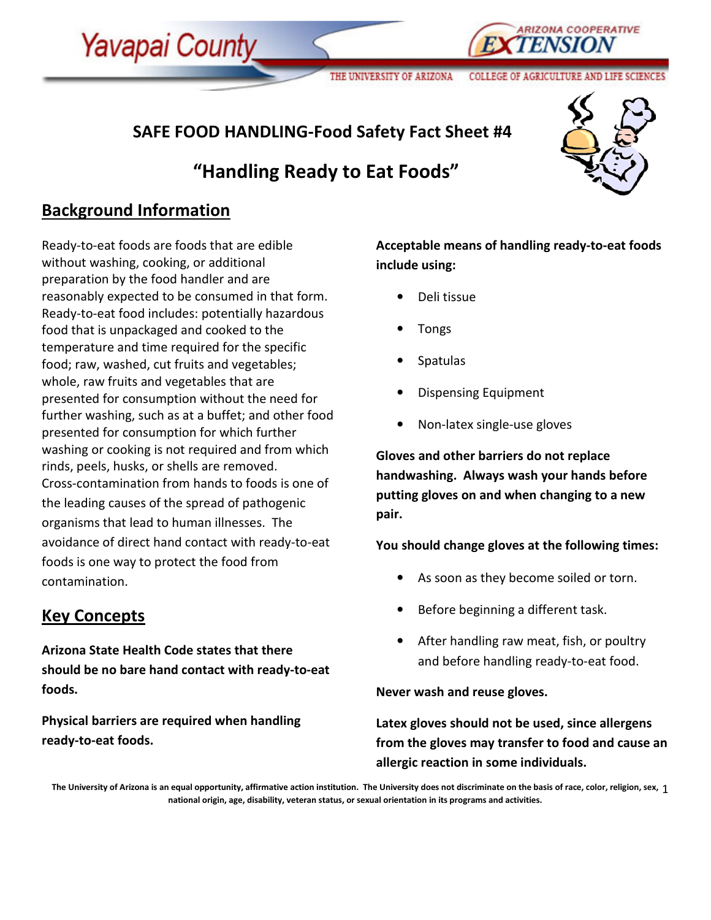Yavapai County

ARIZONA COOPERATIVE EXTENSION

THE UNIVERSITY OF ARIZONA — COLLEGE OF AGRICULTURE AND LIFE SCIENCES

# SAFE FOOD HANDLING-Food Safety Fact Sheet #4

# "Handling Ready to Eat Foods"

## Background Information

Ready-to-eat foods are foods that are edible without washing, cooking, or additional preparation by the food handler and are reasonably expected to be consumed in that form. Ready-to-eat food includes: potentially hazardous food that is unpackaged and cooked to the temperature and time required for the specific food; raw, washed, cut fruits and vegetables; whole, raw fruits and vegetables that are presented for consumption without the need for further washing, such as at a buffet; and other food presented for consumption for which further washing or cooking is not required and from which rinds, peels, husks, or shells are removed. Cross-contamination from hands to foods is one of the leading causes of the spread of pathogenic organisms that lead to human illnesses. The avoidance of direct hand contact with ready-to-eat foods is one way to protect the food from contamination.

## Key Concepts

**Arizona State Health Code states that there should be no bare hand contact with ready-to-eat foods.**

**Physical barriers are required when handling ready-to-eat foods.**

**Acceptable means of handling ready-to-eat foods include using:**

- Deli tissue
- Tongs
- Spatulas
- Dispensing Equipment
- Non-latex single-use gloves

**Gloves and other barriers do not replace handwashing. Always wash your hands before putting gloves on and when changing to a new pair.**

**You should change gloves at the following times:**

- As soon as they become soiled or torn.
- Before beginning a different task.
- After handling raw meat, fish, or poultry and before handling ready-to-eat food.

**Never wash and reuse gloves.**

**Latex gloves should not be used, since allergens from the gloves may transfer to food and cause an allergic reaction in some individuals.**

**The University of Arizona is an equal opportunity, affirmative action institution. The University does not discriminate on the basis of race, color, religion, sex, national origin, age, disability, veteran status, or sexual orientation in its programs and activities.**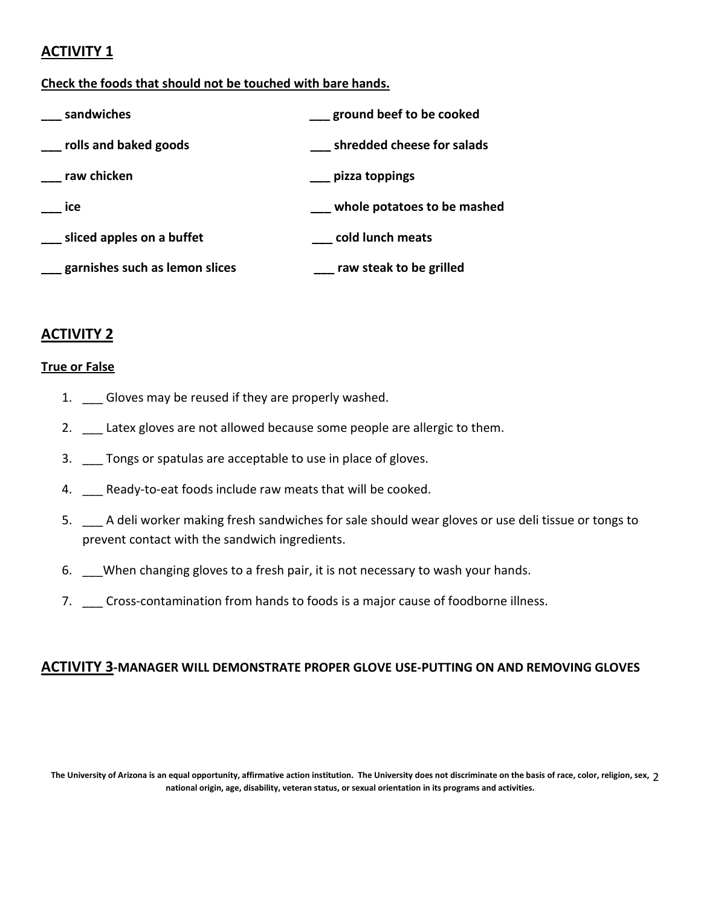## ACTIVITY 1

**Check the foods that should not be touched with bare hands.**

**___ sandwiches**

**___ rolls and baked goods**

**___ raw chicken**

**___ ice**

**___ sliced apples on a buffet**

**___ garnishes such as lemon slices**

**___ ground beef to be cooked**

**___ shredded cheese for salads**

**___ pizza toppings**

**___ whole potatoes to be mashed**

**___ cold lunch meats**

**___ raw steak to be grilled**

## ACTIVITY 2

**True or False**

1. ___ Gloves may be reused if they are properly washed.
2. ___ Latex gloves are not allowed because some people are allergic to them.
3. ___ Tongs or spatulas are acceptable to use in place of gloves.
4. ___ Ready-to-eat foods include raw meats that will be cooked.
5. ___ A deli worker making fresh sandwiches for sale should wear gloves or use deli tissue or tongs to prevent contact with the sandwich ingredients.
6. ___When changing gloves to a fresh pair, it is not necessary to wash your hands.
7. ___ Cross-contamination from hands to foods is a major cause of foodborne illness.

## ACTIVITY 3-MANAGER WILL DEMONSTRATE PROPER GLOVE USE-PUTTING ON AND REMOVING GLOVES

**The University of Arizona is an equal opportunity, affirmative action institution. The University does not discriminate on the basis of race, color, religion, sex, national origin, age, disability, veteran status, or sexual orientation in its programs and activities.**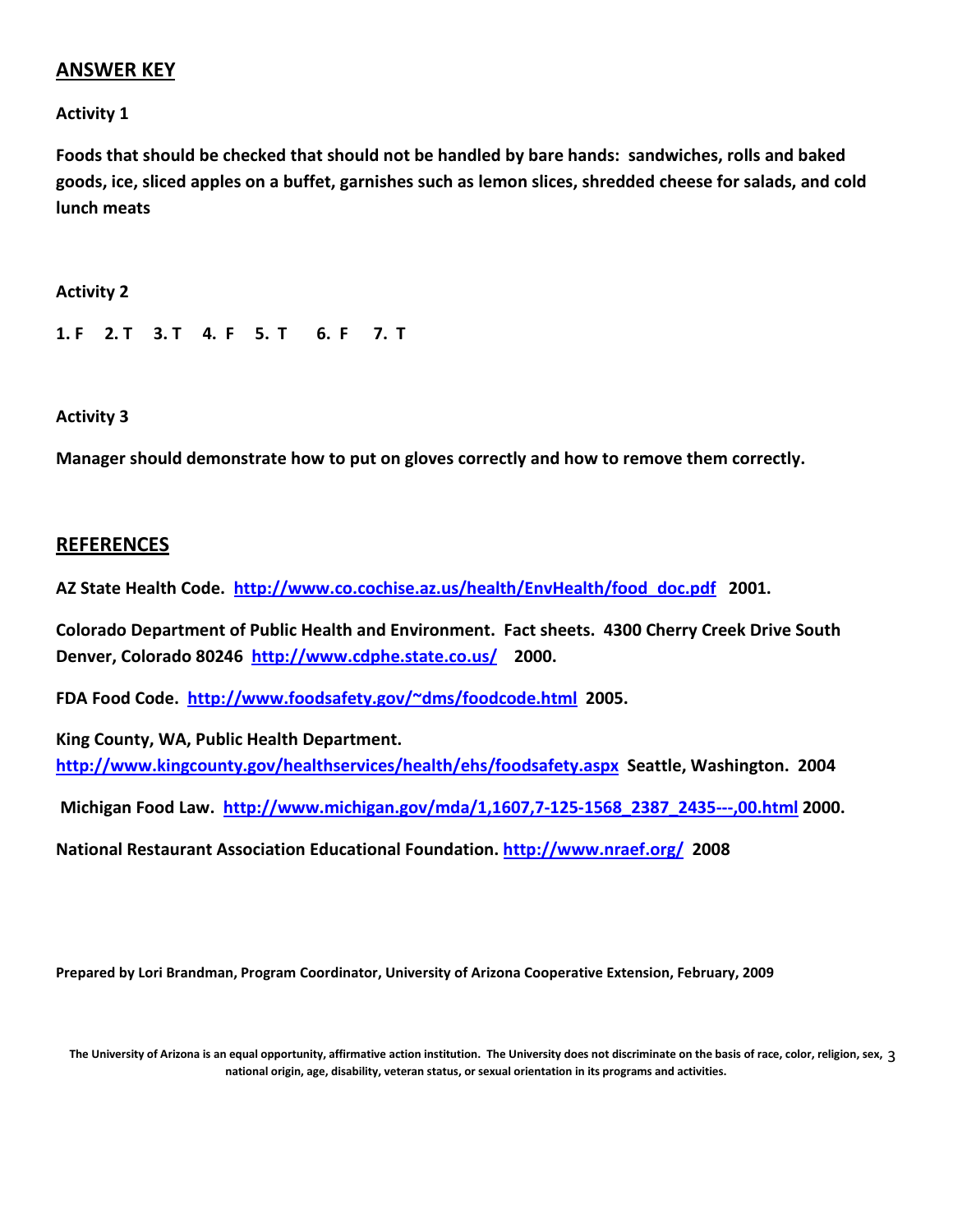## ANSWER KEY

**Activity 1**

**Foods that should be checked that should not be handled by bare hands: sandwiches, rolls and baked goods, ice, sliced apples on a buffet, garnishes such as lemon slices, shredded cheese for salads, and cold lunch meats**

**Activity 2**

**1. F 2. T 3. T 4. F 5. T 6. F 7. T**

**Activity 3**

**Manager should demonstrate how to put on gloves correctly and how to remove them correctly.**

## REFERENCES

**AZ State Health Code. http://www.co.cochise.az.us/health/EnvHealth/food_doc.pdf 2001.**

**Colorado Department of Public Health and Environment. Fact sheets. 4300 Cherry Creek Drive South Denver, Colorado 80246 http://www.cdphe.state.co.us/ 2000.**

**FDA Food Code. http://www.foodsafety.gov/~dms/foodcode.html 2005.**

**King County, WA, Public Health Department. http://www.kingcounty.gov/healthservices/health/ehs/foodsafety.aspx Seattle, Washington. 2004**

**Michigan Food Law. http://www.michigan.gov/mda/1,1607,7-125-1568_2387_2435---,00.html 2000.**

**National Restaurant Association Educational Foundation. http://www.nraef.org/ 2008**

**Prepared by Lori Brandman, Program Coordinator, University of Arizona Cooperative Extension, February, 2009**

**The University of Arizona is an equal opportunity, affirmative action institution. The University does not discriminate on the basis of race, color, religion, sex, national origin, age, disability, veteran status, or sexual orientation in its programs and activities.**